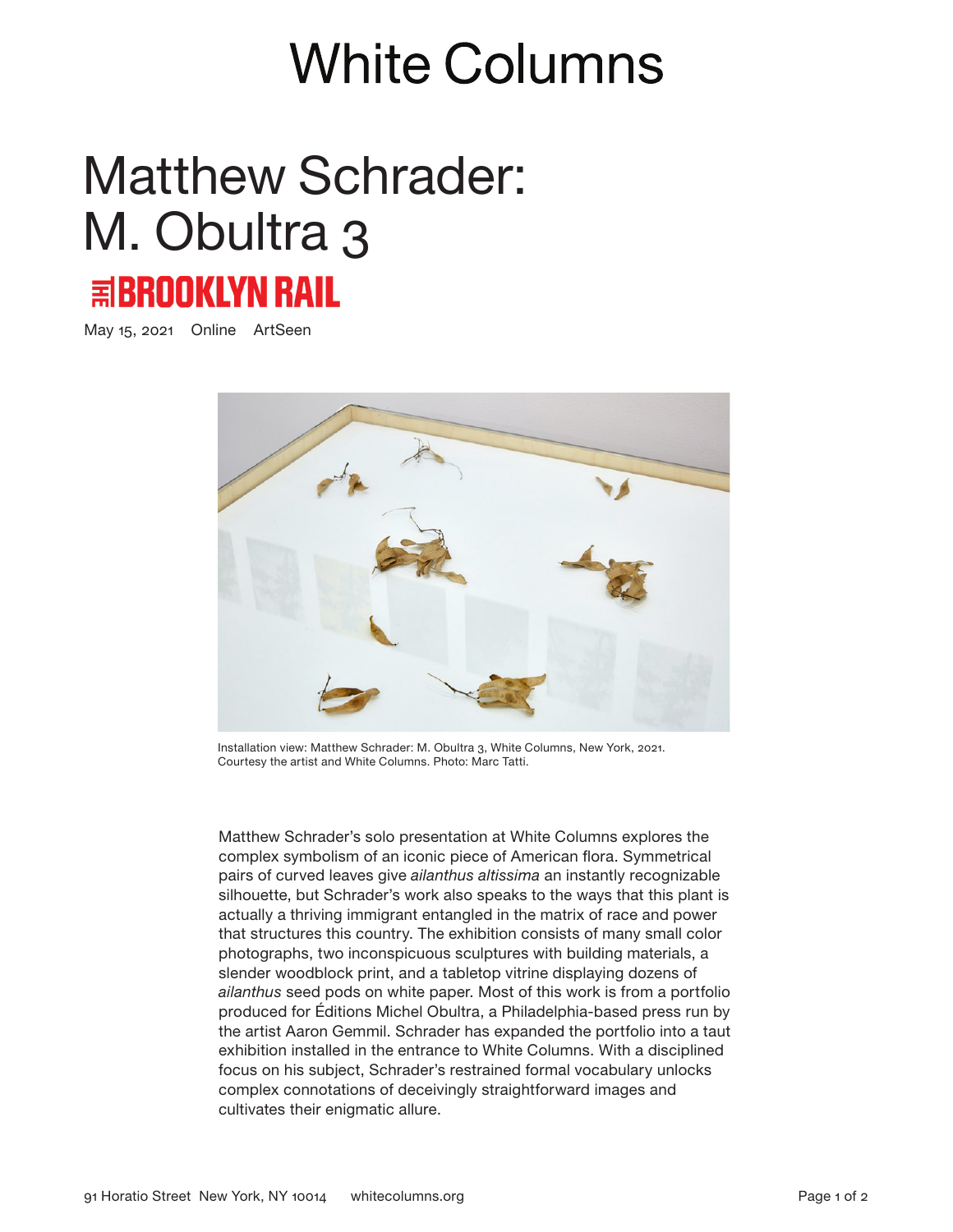# White Columns

# Matthew Schrader: M. Obultra 3

THE BROOKLYN RAIL

May 15, 2021 Online ArtSeen

Installation view: Matthew Schrader: M. Obultra 3, White Columns, New York, 2021. Courtesy the artist and White Columns. Photo: Marc Tatti.

Matthew Schrader's solo presentation at White Columns explores the complex symbolism of an iconic piece of American flora. Symmetrical pairs of curved leaves give *ailanthus altissima* an instantly recognizable silhouette, but Schrader's work also speaks to the ways that this plant is actually a thriving immigrant entangled in the matrix of race and power that structures this country. The exhibition consists of many small color photographs, two inconspicuous sculptures with building materials, a slender woodblock print, and a tabletop vitrine displaying dozens of *ailanthus* seed pods on white paper. Most of this work is from a portfolio produced for Éditions Michel Obultra, a Philadelphia-based press run by the artist Aaron Gemmil. Schrader has expanded the portfolio into a taut exhibition installed in the entrance to White Columns. With a disciplined focus on his subject, Schrader's restrained formal vocabulary unlocks complex connotations of deceivingly straightforward images and cultivates their enigmatic allure.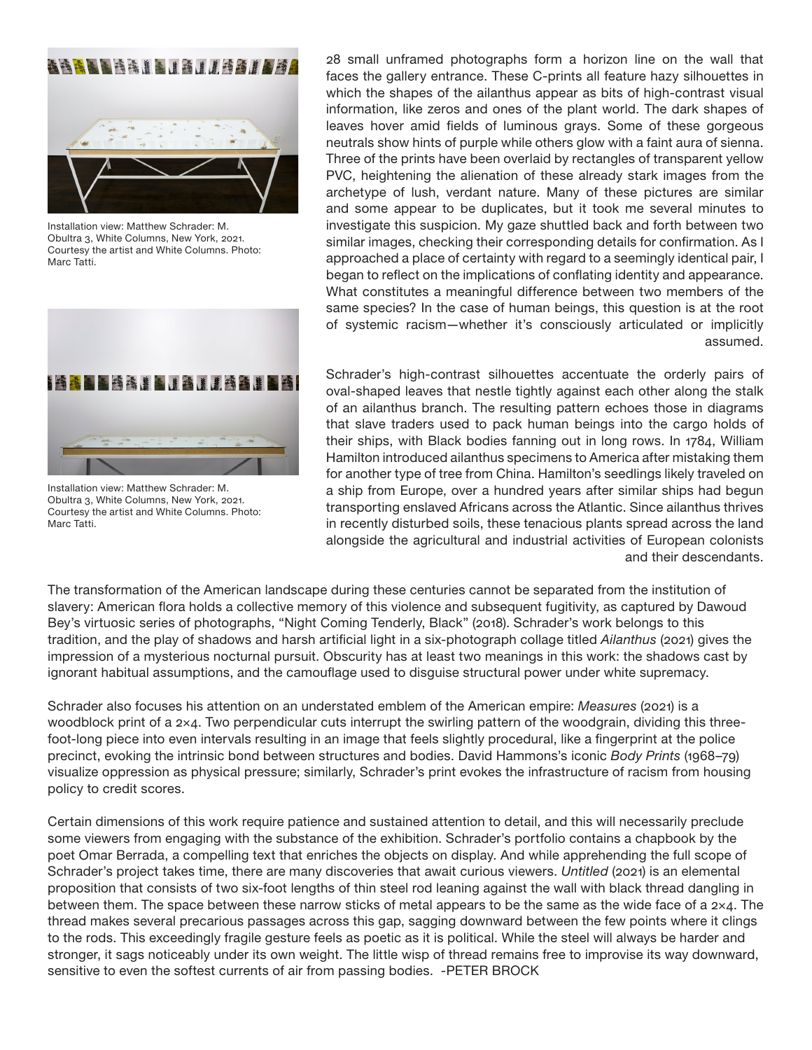Installation view: Matthew Schrader: M. Obultra 3, White Columns, New York, 2021. Courtesy the artist and White Columns. Photo: Marc Tatti.

Installation view: Matthew Schrader: M. Obultra 3, White Columns, New York, 2021. Courtesy the artist and White Columns. Photo: Marc Tatti.

28 small unframed photographs form a horizon line on the wall that faces the gallery entrance. These C-prints all feature hazy silhouettes in which the shapes of the ailanthus appear as bits of high-contrast visual information, like zeros and ones of the plant world. The dark shapes of leaves hover amid fields of luminous grays. Some of these gorgeous neutrals show hints of purple while others glow with a faint aura of sienna. Three of the prints have been overlaid by rectangles of transparent yellow PVC, heightening the alienation of these already stark images from the archetype of lush, verdant nature. Many of these pictures are similar and some appear to be duplicates, but it took me several minutes to investigate this suspicion. My gaze shuttled back and forth between two similar images, checking their corresponding details for confirmation. As I approached a place of certainty with regard to a seemingly identical pair, I began to reflect on the implications of conflating identity and appearance. What constitutes a meaningful difference between two members of the same species? In the case of human beings, this question is at the root of systemic racism—whether it's consciously articulated or implicitly assumed.

Schrader's high-contrast silhouettes accentuate the orderly pairs of oval-shaped leaves that nestle tightly against each other along the stalk of an ailanthus branch. The resulting pattern echoes those in diagrams that slave traders used to pack human beings into the cargo holds of their ships, with Black bodies fanning out in long rows. In 1784, William Hamilton introduced ailanthus specimens to America after mistaking them for another type of tree from China. Hamilton's seedlings likely traveled on a ship from Europe, over a hundred years after similar ships had begun transporting enslaved Africans across the Atlantic. Since ailanthus thrives in recently disturbed soils, these tenacious plants spread across the land alongside the agricultural and industrial activities of European colonists and their descendants.

The transformation of the American landscape during these centuries cannot be separated from the institution of slavery: American flora holds a collective memory of this violence and subsequent fugitivity, as captured by Dawoud Bey's virtuosic series of photographs, "Night Coming Tenderly, Black" (2018). Schrader's work belongs to this tradition, and the play of shadows and harsh artificial light in a six-photograph collage titled *Ailanthus* (2021) gives the impression of a mysterious nocturnal pursuit. Obscurity has at least two meanings in this work: the shadows cast by ignorant habitual assumptions, and the camouflage used to disguise structural power under white supremacy.

Schrader also focuses his attention on an understated emblem of the American empire: *Measures* (2021) is a woodblock print of a 2×4. Two perpendicular cuts interrupt the swirling pattern of the woodgrain, dividing this three-foot-long piece into even intervals resulting in an image that feels slightly procedural, like a fingerprint at the police precinct, evoking the intrinsic bond between structures and bodies. David Hammons's iconic *Body Prints* (1968–79) visualize oppression as physical pressure; similarly, Schrader's print evokes the infrastructure of racism from housing policy to credit scores.

Certain dimensions of this work require patience and sustained attention to detail, and this will necessarily preclude some viewers from engaging with the substance of the exhibition. Schrader's portfolio contains a chapbook by the poet Omar Berrada, a compelling text that enriches the objects on display. And while apprehending the full scope of Schrader's project takes time, there are many discoveries that await curious viewers. *Untitled* (2021) is an elemental proposition that consists of two six-foot lengths of thin steel rod leaning against the wall with black thread dangling in between them. The space between these narrow sticks of metal appears to be the same as the wide face of a 2×4. The thread makes several precarious passages across this gap, sagging downward between the few points where it clings to the rods. This exceedingly fragile gesture feels as poetic as it is political. While the steel will always be harder and stronger, it sags noticeably under its own weight. The little wisp of thread remains free to improvise its way downward, sensitive to even the softest currents of air from passing bodies. -PETER BROCK